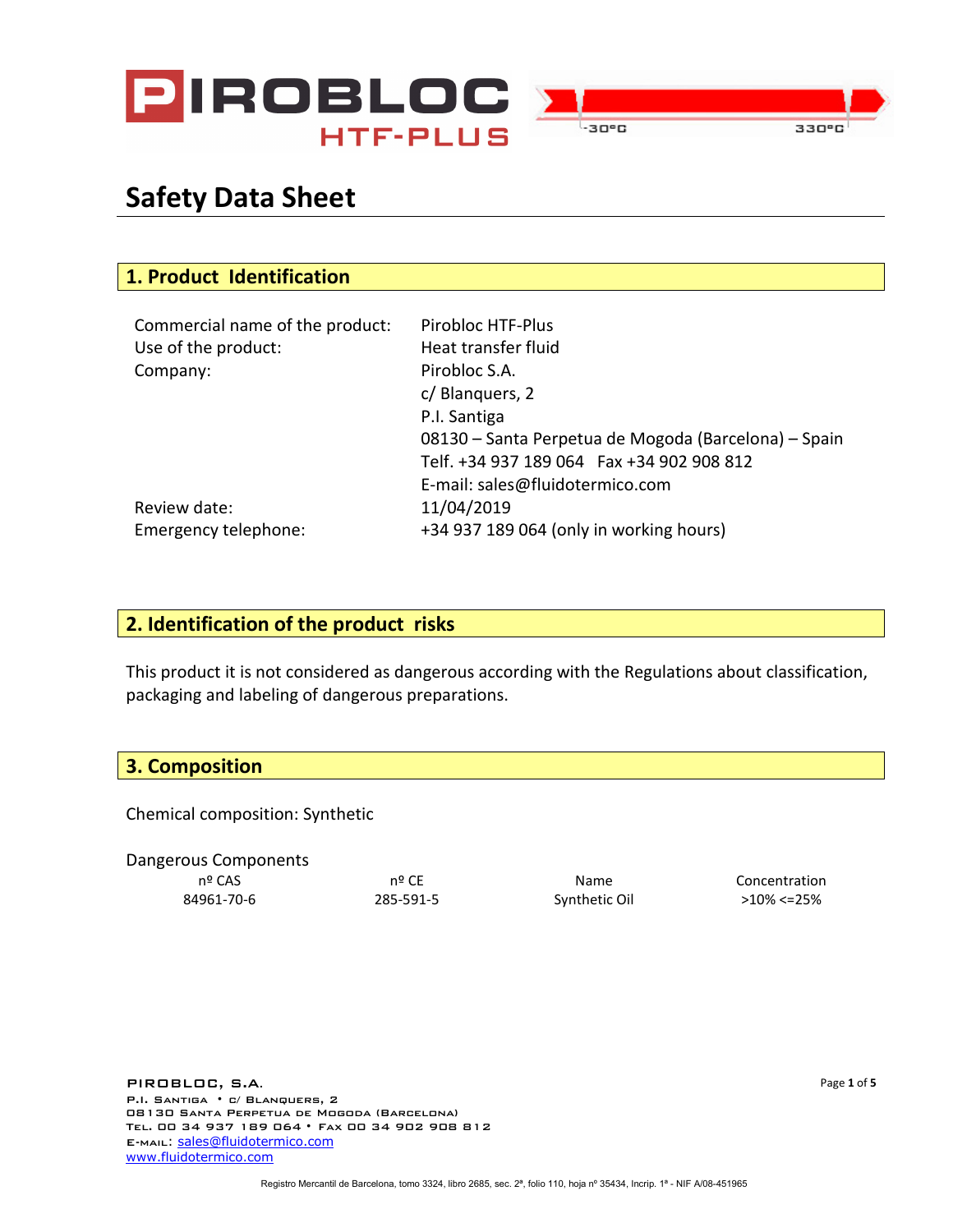PIROBLOC HTF-PLUS

-30ºC 330ºC

# Safety Data Sheet

## 1. Product Identification

| | |
|---|---|
| Commercial name of the product: | Pirobloc HTF-Plus |
| Use of the product: | Heat transfer fluid |
| Company: | Pirobloc S.A.<br>c/ Blanquers, 2<br>P.I. Santiga<br>08130 – Santa Perpetua de Mogoda (Barcelona) – Spain<br>Telf. +34 937 189 064 Fax +34 902 908 812<br>E-mail: sales@fluidotermico.com |
| Review date: | 11/04/2019 |
| Emergency telephone: | +34 937 189 064 (only in working hours) |

## 2. Identification of the product risks

This product it is not considered as dangerous according with the Regulations about classification, packaging and labeling of dangerous preparations.

## 3. Composition

Chemical composition: Synthetic

Dangerous Components

| nº CAS | nº CE | Name | Concentration |
|---|---|---|---|
| 84961-70-6 | 285-591-5 | Synthetic Oil | >10% <=25% |

PIROBLOC, S.A.
P.I. Santiga • c/ Blanquers, 2
08130 Santa Perpetua de Mogoda (Barcelona)
Tel. 00 34 937 189 064 • Fax 00 34 902 908 812
E-mail: sales@fluidotermico.com
www.fluidotermico.com

Registro Mercantil de Barcelona, tomo 3324, libro 2685, sec. 2ª, folio 110, hoja nº 35434, Incrip. 1ª - NIF A/08-451965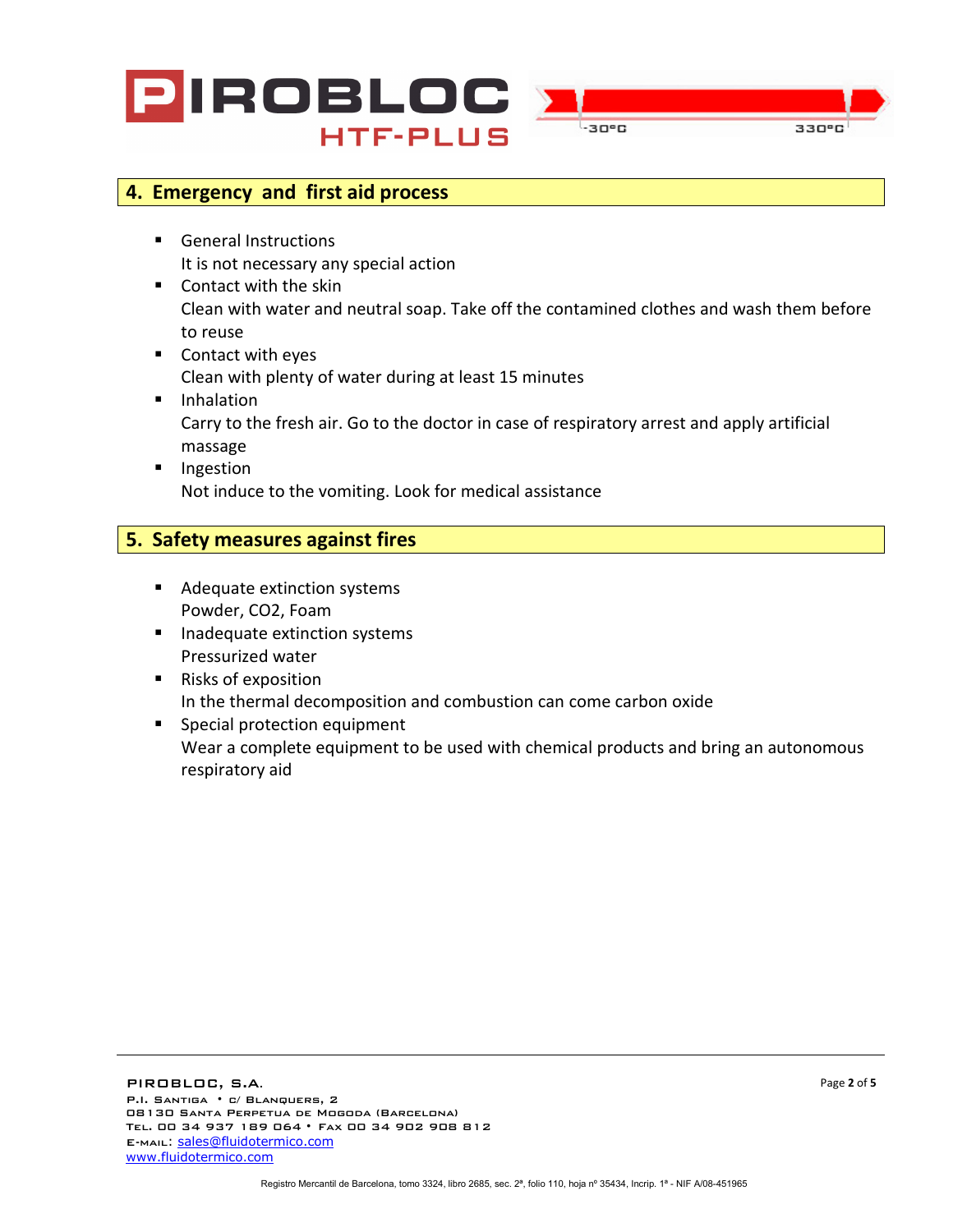## 4. Emergency and first aid process

- General Instructions
  It is not necessary any special action
- Contact with the skin
  Clean with water and neutral soap. Take off the contamined clothes and wash them before to reuse
- Contact with eyes
  Clean with plenty of water during at least 15 minutes
- Inhalation
  Carry to the fresh air. Go to the doctor in case of respiratory arrest and apply artificial massage
- Ingestion
  Not induce to the vomiting. Look for medical assistance

## 5. Safety measures against fires

- Adequate extinction systems
  Powder, CO2, Foam
- Inadequate extinction systems
  Pressurized water
- Risks of exposition
  In the thermal decomposition and combustion can come carbon oxide
- Special protection equipment
  Wear a complete equipment to be used with chemical products and bring an autonomous respiratory aid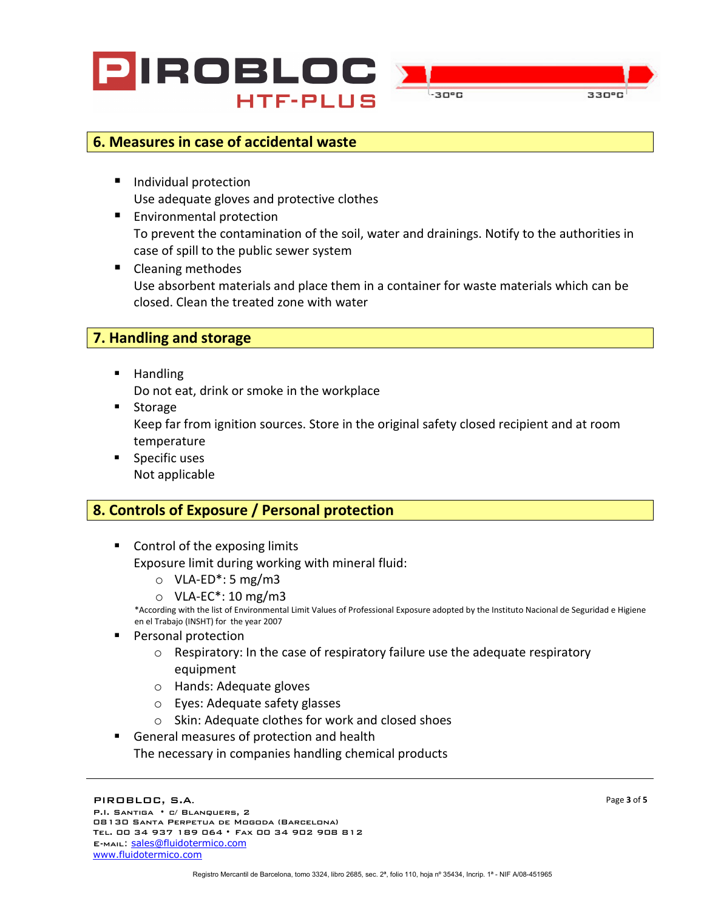## 6. Measures in case of accidental waste

- Individual protection
  Use adequate gloves and protective clothes
- Environmental protection
  To prevent the contamination of the soil, water and drainings. Notify to the authorities in case of spill to the public sewer system
- Cleaning methodes
  Use absorbent materials and place them in a container for waste materials which can be closed. Clean the treated zone with water

## 7. Handling and storage

- Handling
  Do not eat, drink or smoke in the workplace
- Storage
  Keep far from ignition sources. Store in the original safety closed recipient and at room temperature
- Specific uses
  Not applicable

## 8. Controls of Exposure / Personal protection

- Control of the exposing limits
  Exposure limit during working with mineral fluid:
  - VLA-ED*: 5 mg/m3
  - VLA-EC*: 10 mg/m3

  *According with the list of Environmental Limit Values of Professional Exposure adopted by the Instituto Nacional de Seguridad e Higiene en el Trabajo (INSHT) for the year 2007
- Personal protection
  - Respiratory: In the case of respiratory failure use the adequate respiratory equipment
  - Hands: Adequate gloves
  - Eyes: Adequate safety glasses
  - Skin: Adequate clothes for work and closed shoes
- General measures of protection and health
  The necessary in companies handling chemical products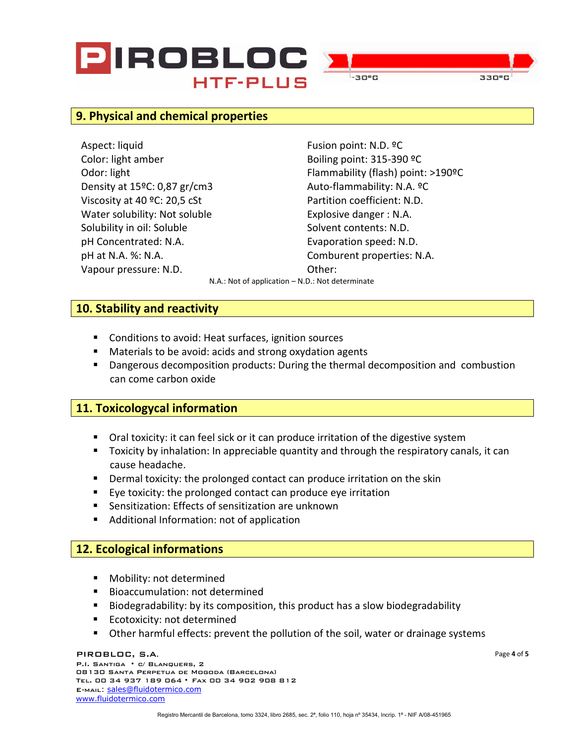## 9. Physical and chemical properties

Aspect: liquid
Color: light amber
Odor: light
Density at 15ºC: 0,87 gr/cm3
Viscosity at 40 ºC: 20,5 cSt
Water solubility: Not soluble
Solubility in oil: Soluble
pH Concentrated: N.A.
pH at N.A. %: N.A.
Vapour pressure: N.D.

Fusion point: N.D. ºC
Boiling point: 315-390 ºC
Flammability (flash) point: >190ºC
Auto-flammability: N.A. ºC
Partition coefficient: N.D.
Explosive danger : N.A.
Solvent contents: N.D.
Evaporation speed: N.D.
Comburent properties: N.A.
Other:

N.A.: Not of application – N.D.: Not determinate

## 10. Stability and reactivity

- Conditions to avoid: Heat surfaces, ignition sources
- Materials to be avoid: acids and strong oxydation agents
- Dangerous decomposition products: During the thermal decomposition and combustion can come carbon oxide

## 11. Toxicologycal information

- Oral toxicity: it can feel sick or it can produce irritation of the digestive system
- Toxicity by inhalation: In appreciable quantity and through the respiratory canals, it can cause headache.
- Dermal toxicity: the prolonged contact can produce irritation on the skin
- Eye toxicity: the prolonged contact can produce eye irritation
- Sensitization: Effects of sensitization are unknown
- Additional Information: not of application

## 12. Ecological informations

- Mobility: not determined
- Bioaccumulation: not determined
- Biodegradability: by its composition, this product has a slow biodegradability
- Ecotoxicity: not determined
- Other harmful effects: prevent the pollution of the soil, water or drainage systems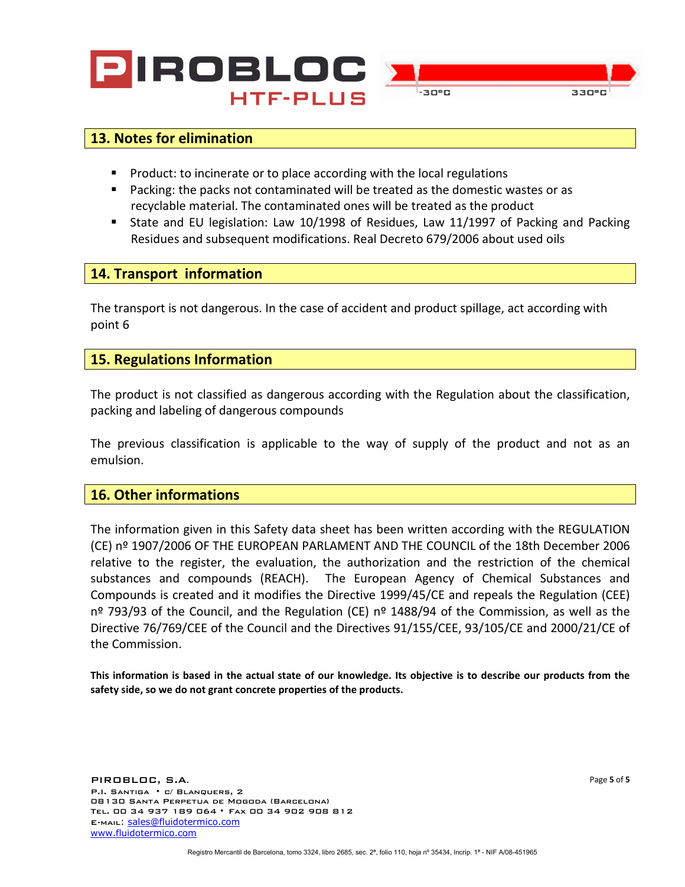## 13. Notes for elimination

- Product: to incinerate or to place according with the local regulations
- Packing: the packs not contaminated will be treated as the domestic wastes or as recyclable material. The contaminated ones will be treated as the product
- State and EU legislation: Law 10/1998 of Residues, Law 11/1997 of Packing and Packing Residues and subsequent modifications. Real Decreto 679/2006 about used oils

## 14. Transport information

The transport is not dangerous. In the case of accident and product spillage, act according with point 6

## 15. Regulations Information

The product is not classified as dangerous according with the Regulation about the classification, packing and labeling of dangerous compounds

The previous classification is applicable to the way of supply of the product and not as an emulsion.

## 16. Other informations

The information given in this Safety data sheet has been written according with the REGULATION (CE) nº 1907/2006 OF THE EUROPEAN PARLAMENT AND THE COUNCIL of the 18th December 2006 relative to the register, the evaluation, the authorization and the restriction of the chemical substances and compounds (REACH). The European Agency of Chemical Substances and Compounds is created and it modifies the Directive 1999/45/CE and repeals the Regulation (CEE) nº 793/93 of the Council, and the Regulation (CE) nº 1488/94 of the Commission, as well as the Directive 76/769/CEE of the Council and the Directives 91/155/CEE, 93/105/CE and 2000/21/CE of the Commission.

**This information is based in the actual state of our knowledge. Its objective is to describe our products from the safety side, so we do not grant concrete properties of the products.**